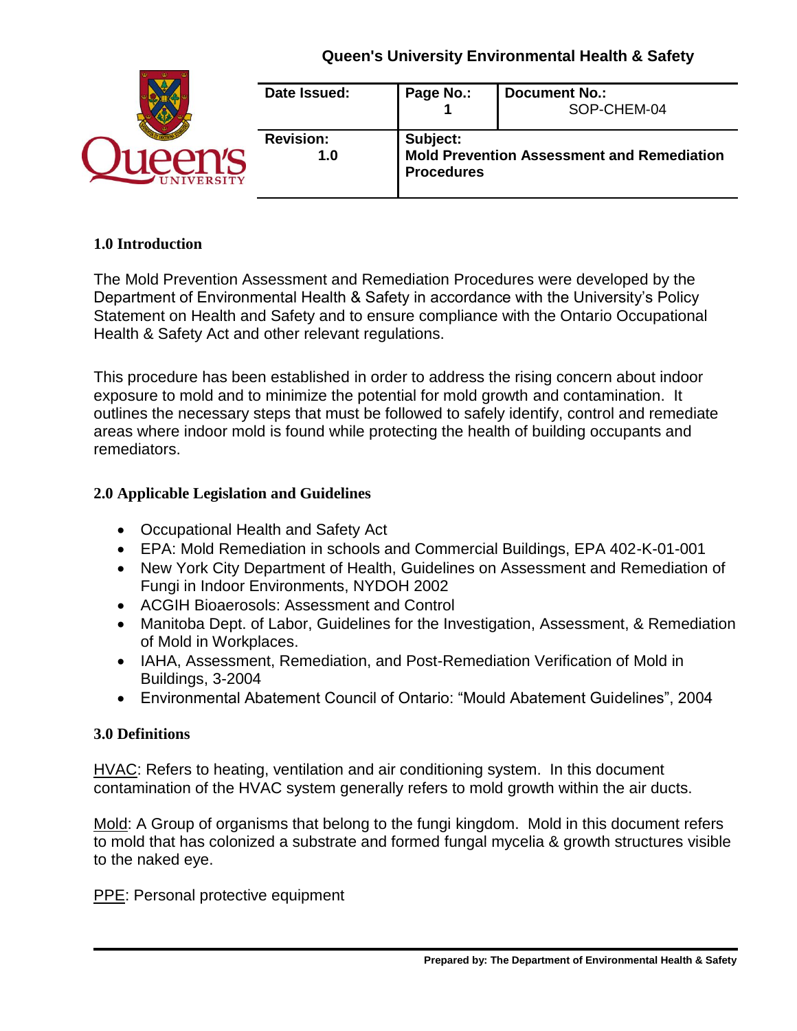**Queen's University Environmental Health & Safety**

| Date Issued: | Page No.: 1 | Document No.: SOP-CHEM-04 |
| --- | --- | --- |
| Revision: 1.0 | Subject: Mold Prevention Assessment and Remediation Procedures | |

## 1.0 Introduction

The Mold Prevention Assessment and Remediation Procedures were developed by the Department of Environmental Health & Safety in accordance with the University's Policy Statement on Health and Safety and to ensure compliance with the Ontario Occupational Health & Safety Act and other relevant regulations.

This procedure has been established in order to address the rising concern about indoor exposure to mold and to minimize the potential for mold growth and contamination. It outlines the necessary steps that must be followed to safely identify, control and remediate areas where indoor mold is found while protecting the health of building occupants and remediators.

## 2.0 Applicable Legislation and Guidelines

- Occupational Health and Safety Act
- EPA: Mold Remediation in schools and Commercial Buildings, EPA 402-K-01-001
- New York City Department of Health, Guidelines on Assessment and Remediation of Fungi in Indoor Environments, NYDOH 2002
- ACGIH Bioaerosols: Assessment and Control
- Manitoba Dept. of Labor, Guidelines for the Investigation, Assessment, & Remediation of Mold in Workplaces.
- IAHA, Assessment, Remediation, and Post-Remediation Verification of Mold in Buildings, 3-2004
- Environmental Abatement Council of Ontario: "Mould Abatement Guidelines", 2004

## 3.0 Definitions

HVAC: Refers to heating, ventilation and air conditioning system. In this document contamination of the HVAC system generally refers to mold growth within the air ducts.

Mold: A Group of organisms that belong to the fungi kingdom. Mold in this document refers to mold that has colonized a substrate and formed fungal mycelia & growth structures visible to the naked eye.

PPE: Personal protective equipment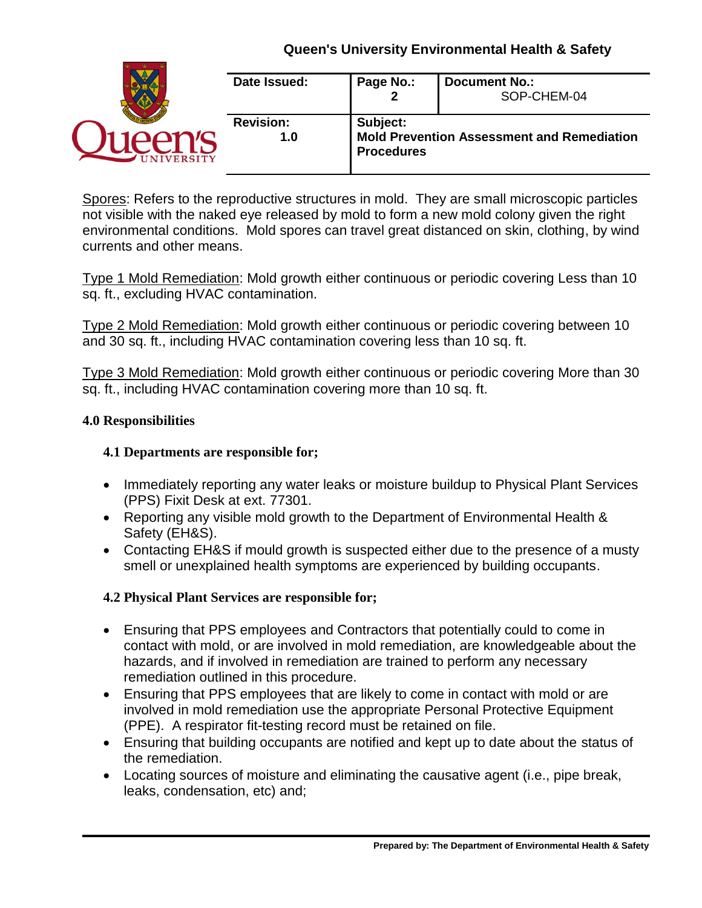<u>Spores</u>: Refers to the reproductive structures in mold. They are small microscopic particles not visible with the naked eye released by mold to form a new mold colony given the right environmental conditions. Mold spores can travel great distanced on skin, clothing, by wind currents and other means.

<u>Type 1 Mold Remediation</u>: Mold growth either continuous or periodic covering Less than 10 sq. ft., excluding HVAC contamination.

<u>Type 2 Mold Remediation</u>: Mold growth either continuous or periodic covering between 10 and 30 sq. ft., including HVAC contamination covering less than 10 sq. ft.

<u>Type 3 Mold Remediation</u>: Mold growth either continuous or periodic covering More than 30 sq. ft., including HVAC contamination covering more than 10 sq. ft.

## 4.0 Responsibilities

### 4.1 Departments are responsible for;

- Immediately reporting any water leaks or moisture buildup to Physical Plant Services (PPS) Fixit Desk at ext. 77301.
- Reporting any visible mold growth to the Department of Environmental Health & Safety (EH&S).
- Contacting EH&S if mould growth is suspected either due to the presence of a musty smell or unexplained health symptoms are experienced by building occupants.

### 4.2 Physical Plant Services are responsible for;

- Ensuring that PPS employees and Contractors that potentially could to come in contact with mold, or are involved in mold remediation, are knowledgeable about the hazards, and if involved in remediation are trained to perform any necessary remediation outlined in this procedure.
- Ensuring that PPS employees that are likely to come in contact with mold or are involved in mold remediation use the appropriate Personal Protective Equipment (PPE). A respirator fit-testing record must be retained on file.
- Ensuring that building occupants are notified and kept up to date about the status of the remediation.
- Locating sources of moisture and eliminating the causative agent (i.e., pipe break, leaks, condensation, etc) and;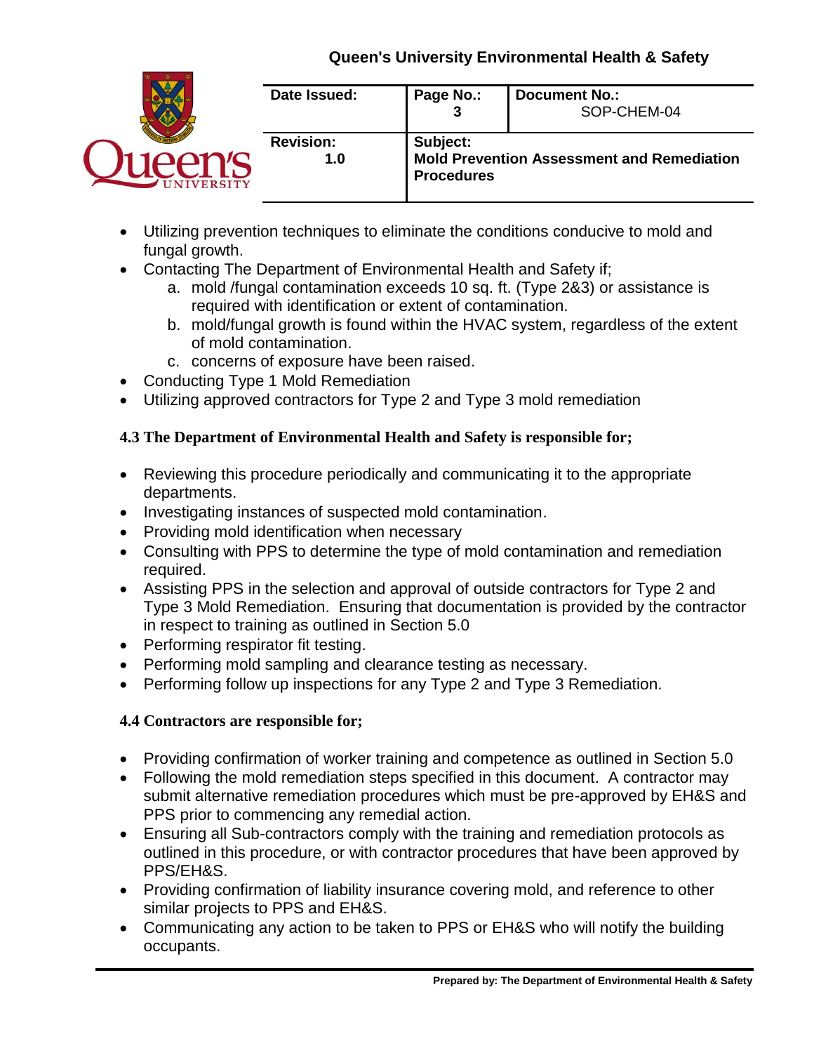- Utilizing prevention techniques to eliminate the conditions conducive to mold and fungal growth.
- Contacting The Department of Environmental Health and Safety if;
    a. mold /fungal contamination exceeds 10 sq. ft. (Type 2&3) or assistance is required with identification or extent of contamination.
    b. mold/fungal growth is found within the HVAC system, regardless of the extent of mold contamination.
    c. concerns of exposure have been raised.
- Conducting Type 1 Mold Remediation
- Utilizing approved contractors for Type 2 and Type 3 mold remediation

**4.3 The Department of Environmental Health and Safety is responsible for;**

- Reviewing this procedure periodically and communicating it to the appropriate departments.
- Investigating instances of suspected mold contamination.
- Providing mold identification when necessary
- Consulting with PPS to determine the type of mold contamination and remediation required.
- Assisting PPS in the selection and approval of outside contractors for Type 2 and Type 3 Mold Remediation. Ensuring that documentation is provided by the contractor in respect to training as outlined in Section 5.0
- Performing respirator fit testing.
- Performing mold sampling and clearance testing as necessary.
- Performing follow up inspections for any Type 2 and Type 3 Remediation.

**4.4 Contractors are responsible for;**

- Providing confirmation of worker training and competence as outlined in Section 5.0
- Following the mold remediation steps specified in this document. A contractor may submit alternative remediation procedures which must be pre-approved by EH&S and PPS prior to commencing any remedial action.
- Ensuring all Sub-contractors comply with the training and remediation protocols as outlined in this procedure, or with contractor procedures that have been approved by PPS/EH&S.
- Providing confirmation of liability insurance covering mold, and reference to other similar projects to PPS and EH&S.
- Communicating any action to be taken to PPS or EH&S who will notify the building occupants.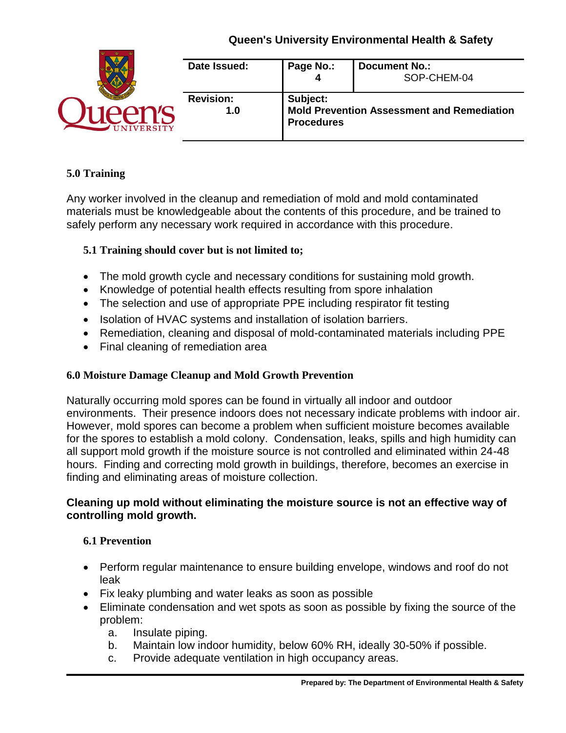## 5.0 Training

Any worker involved in the cleanup and remediation of mold and mold contaminated materials must be knowledgeable about the contents of this procedure, and be trained to safely perform any necessary work required in accordance with this procedure.

### 5.1 Training should cover but is not limited to;

- The mold growth cycle and necessary conditions for sustaining mold growth.
- Knowledge of potential health effects resulting from spore inhalation
- The selection and use of appropriate PPE including respirator fit testing
- Isolation of HVAC systems and installation of isolation barriers.
- Remediation, cleaning and disposal of mold-contaminated materials including PPE
- Final cleaning of remediation area

## 6.0 Moisture Damage Cleanup and Mold Growth Prevention

Naturally occurring mold spores can be found in virtually all indoor and outdoor environments. Their presence indoors does not necessary indicate problems with indoor air. However, mold spores can become a problem when sufficient moisture becomes available for the spores to establish a mold colony. Condensation, leaks, spills and high humidity can all support mold growth if the moisture source is not controlled and eliminated within 24-48 hours. Finding and correcting mold growth in buildings, therefore, becomes an exercise in finding and eliminating areas of moisture collection.

**Cleaning up mold without eliminating the moisture source is not an effective way of controlling mold growth.**

### 6.1 Prevention

- Perform regular maintenance to ensure building envelope, windows and roof do not leak
- Fix leaky plumbing and water leaks as soon as possible
- Eliminate condensation and wet spots as soon as possible by fixing the source of the problem:
    a. Insulate piping.
    b. Maintain low indoor humidity, below 60% RH, ideally 30-50% if possible.
    c. Provide adequate ventilation in high occupancy areas.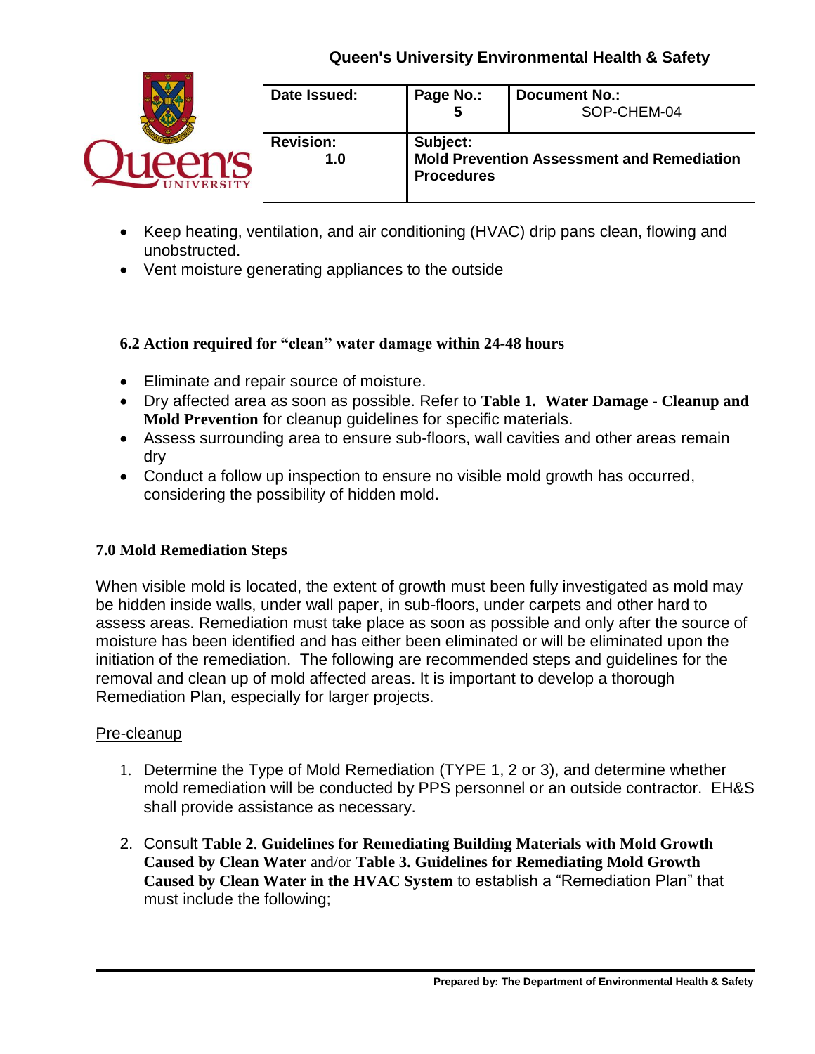- Keep heating, ventilation, and air conditioning (HVAC) drip pans clean, flowing and unobstructed.
- Vent moisture generating appliances to the outside

### 6.2 Action required for "clean" water damage within 24-48 hours

- Eliminate and repair source of moisture.
- Dry affected area as soon as possible. Refer to **Table 1. Water Damage - Cleanup and Mold Prevention** for cleanup guidelines for specific materials.
- Assess surrounding area to ensure sub-floors, wall cavities and other areas remain dry
- Conduct a follow up inspection to ensure no visible mold growth has occurred, considering the possibility of hidden mold.

## 7.0 Mold Remediation Steps

When visible mold is located, the extent of growth must been fully investigated as mold may be hidden inside walls, under wall paper, in sub-floors, under carpets and other hard to assess areas. Remediation must take place as soon as possible and only after the source of moisture has been identified and has either been eliminated or will be eliminated upon the initiation of the remediation. The following are recommended steps and guidelines for the removal and clean up of mold affected areas. It is important to develop a thorough Remediation Plan, especially for larger projects.

Pre-cleanup

1. Determine the Type of Mold Remediation (TYPE 1, 2 or 3), and determine whether mold remediation will be conducted by PPS personnel or an outside contractor. EH&S shall provide assistance as necessary.

2. Consult **Table 2**. **Guidelines for Remediating Building Materials with Mold Growth Caused by Clean Water** and/or **Table 3. Guidelines for Remediating Mold Growth Caused by Clean Water in the HVAC System** to establish a "Remediation Plan" that must include the following;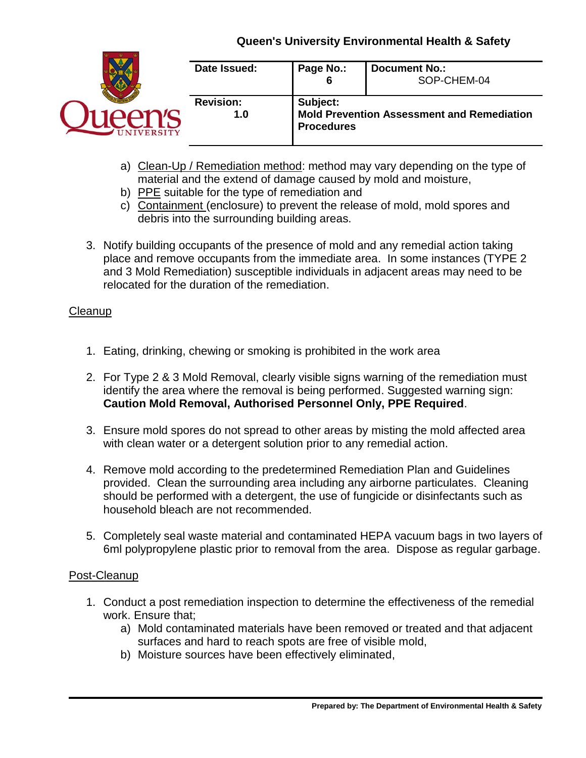a) Clean-Up / Remediation method: method may vary depending on the type of material and the extend of damage caused by mold and moisture,
b) PPE suitable for the type of remediation and
c) Containment (enclosure) to prevent the release of mold, mold spores and debris into the surrounding building areas.

3. Notify building occupants of the presence of mold and any remedial action taking place and remove occupants from the immediate area. In some instances (TYPE 2 and 3 Mold Remediation) susceptible individuals in adjacent areas may need to be relocated for the duration of the remediation.

Cleanup

1. Eating, drinking, chewing or smoking is prohibited in the work area

2. For Type 2 & 3 Mold Removal, clearly visible signs warning of the remediation must identify the area where the removal is being performed. Suggested warning sign: **Caution Mold Removal, Authorised Personnel Only, PPE Required**.

3. Ensure mold spores do not spread to other areas by misting the mold affected area with clean water or a detergent solution prior to any remedial action.

4. Remove mold according to the predetermined Remediation Plan and Guidelines provided. Clean the surrounding area including any airborne particulates. Cleaning should be performed with a detergent, the use of fungicide or disinfectants such as household bleach are not recommended.

5. Completely seal waste material and contaminated HEPA vacuum bags in two layers of 6ml polypropylene plastic prior to removal from the area. Dispose as regular garbage.

Post-Cleanup

1. Conduct a post remediation inspection to determine the effectiveness of the remedial work. Ensure that;
   a) Mold contaminated materials have been removed or treated and that adjacent surfaces and hard to reach spots are free of visible mold,
   b) Moisture sources have been effectively eliminated,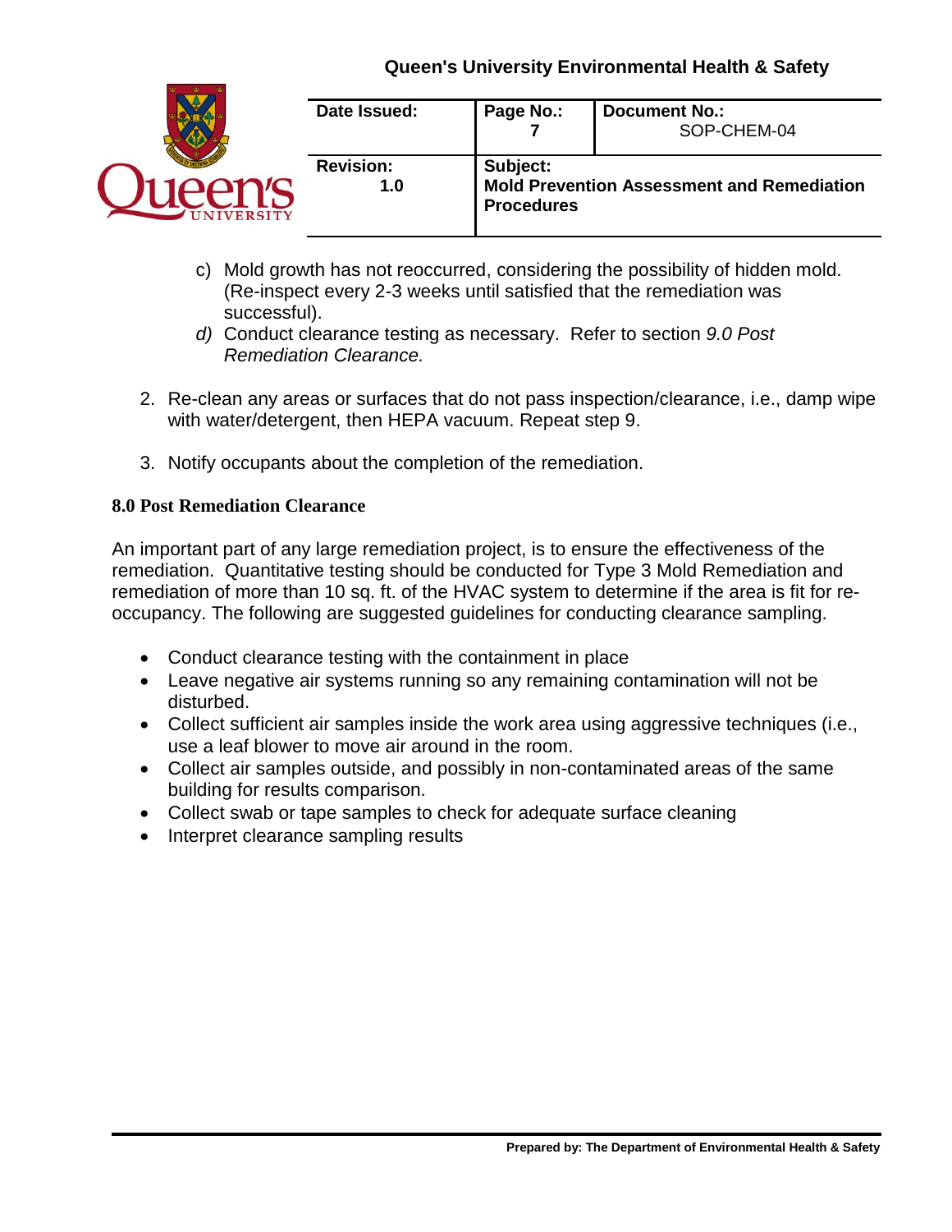c) Mold growth has not reoccurred, considering the possibility of hidden mold. (Re-inspect every 2-3 weeks until satisfied that the remediation was successful).

*d)* Conduct clearance testing as necessary. Refer to section *9.0 Post Remediation Clearance.*

2. Re-clean any areas or surfaces that do not pass inspection/clearance, i.e., damp wipe with water/detergent, then HEPA vacuum. Repeat step 9.

3. Notify occupants about the completion of the remediation.

**8.0 Post Remediation Clearance**

An important part of any large remediation project, is to ensure the effectiveness of the remediation. Quantitative testing should be conducted for Type 3 Mold Remediation and remediation of more than 10 sq. ft. of the HVAC system to determine if the area is fit for re-occupancy. The following are suggested guidelines for conducting clearance sampling.

- Conduct clearance testing with the containment in place
- Leave negative air systems running so any remaining contamination will not be disturbed.
- Collect sufficient air samples inside the work area using aggressive techniques (i.e., use a leaf blower to move air around in the room.
- Collect air samples outside, and possibly in non-contaminated areas of the same building for results comparison.
- Collect swab or tape samples to check for adequate surface cleaning
- Interpret clearance sampling results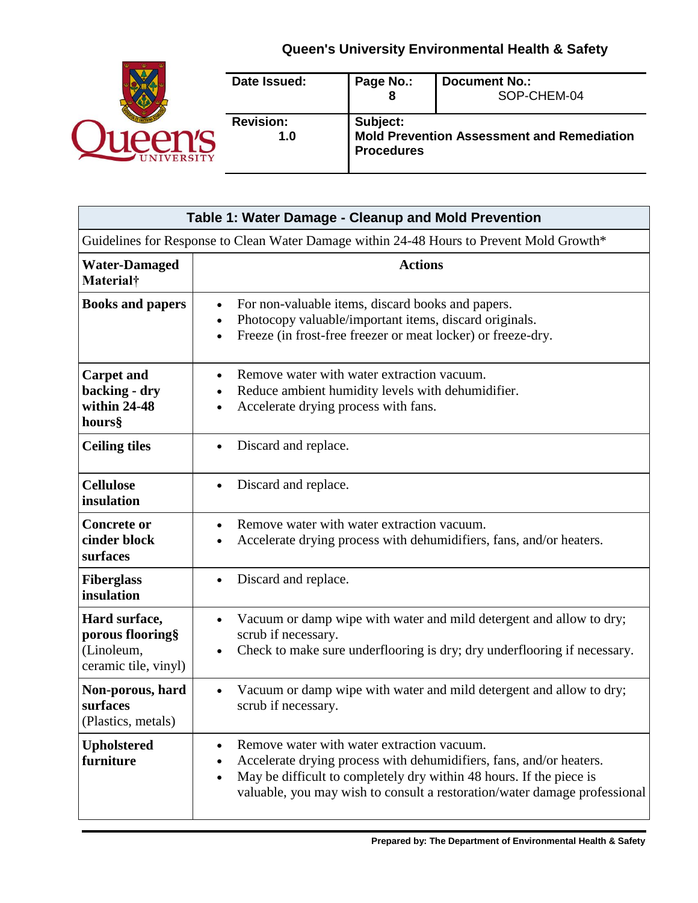| Table 1: Water Damage - Cleanup and Mold Prevention | |
|---|---|
| Guidelines for Response to Clean Water Damage within 24-48 Hours to Prevent Mold Growth* | |
| **Water-Damaged Material†** | **Actions** |
| **Books and papers** | • For non-valuable items, discard books and papers.<br>• Photocopy valuable/important items, discard originals.<br>• Freeze (in frost-free freezer or meat locker) or freeze-dry. |
| **Carpet and backing - dry within 24-48 hours§** | • Remove water with water extraction vacuum.<br>• Reduce ambient humidity levels with dehumidifier.<br>• Accelerate drying process with fans. |
| **Ceiling tiles** | • Discard and replace. |
| **Cellulose insulation** | • Discard and replace. |
| **Concrete or cinder block surfaces** | • Remove water with water extraction vacuum.<br>• Accelerate drying process with dehumidifiers, fans, and/or heaters. |
| **Fiberglass insulation** | • Discard and replace. |
| **Hard surface, porous flooring§** (Linoleum, ceramic tile, vinyl) | • Vacuum or damp wipe with water and mild detergent and allow to dry; scrub if necessary.<br>• Check to make sure underflooring is dry; dry underflooring if necessary. |
| **Non-porous, hard surfaces** (Plastics, metals) | • Vacuum or damp wipe with water and mild detergent and allow to dry; scrub if necessary. |
| **Upholstered furniture** | • Remove water with water extraction vacuum.<br>• Accelerate drying process with dehumidifiers, fans, and/or heaters.<br>• May be difficult to completely dry within 48 hours. If the piece is valuable, you may wish to consult a restoration/water damage professional |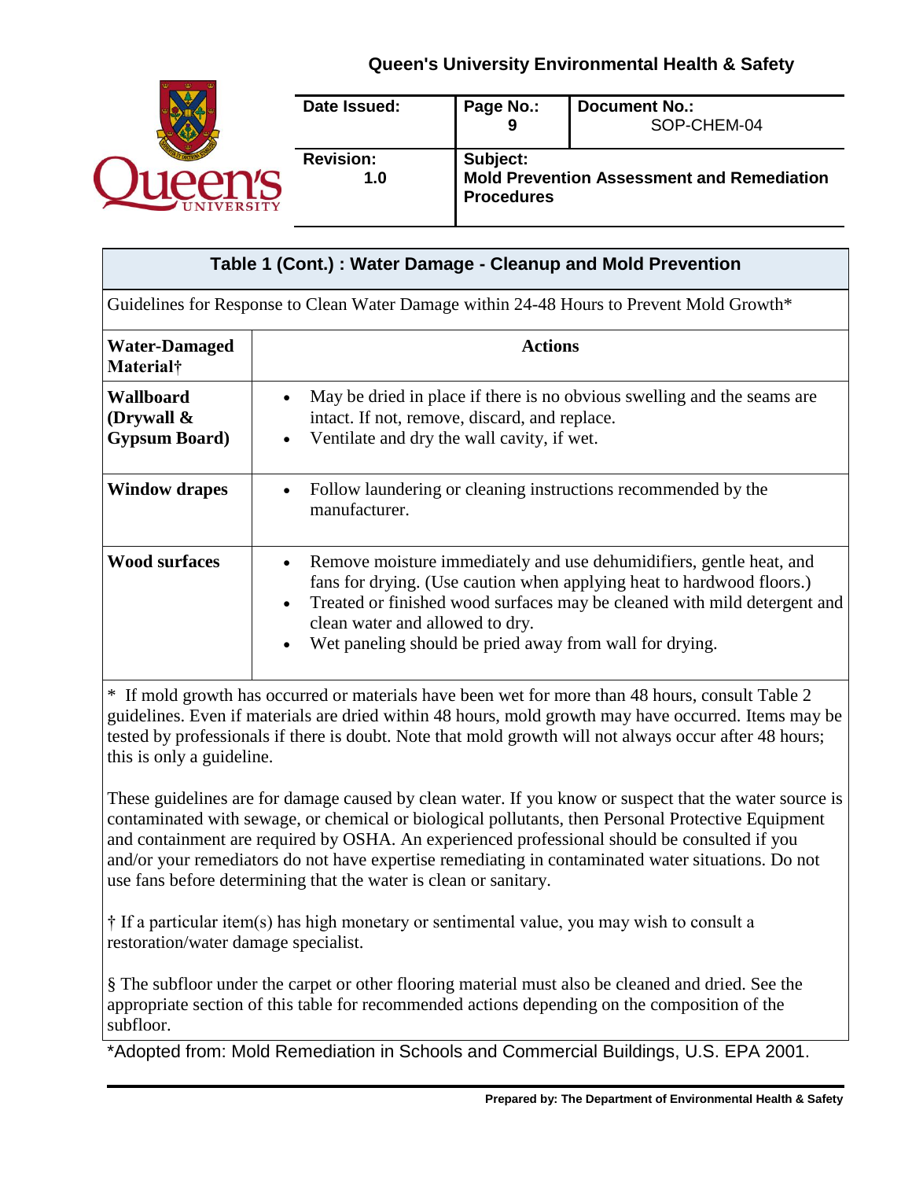## Table 1 (Cont.) : Water Damage - Cleanup and Mold Prevention

Guidelines for Response to Clean Water Damage within 24-48 Hours to Prevent Mold Growth*

| Water-Damaged Material† | Actions |
|---|---|
| **Wallboard (Drywall & Gypsum Board)** | • May be dried in place if there is no obvious swelling and the seams are intact. If not, remove, discard, and replace.<br>• Ventilate and dry the wall cavity, if wet. |
| **Window drapes** | • Follow laundering or cleaning instructions recommended by the manufacturer. |
| **Wood surfaces** | • Remove moisture immediately and use dehumidifiers, gentle heat, and fans for drying. (Use caution when applying heat to hardwood floors.)<br>• Treated or finished wood surfaces may be cleaned with mild detergent and clean water and allowed to dry.<br>• Wet paneling should be pried away from wall for drying. |

\* If mold growth has occurred or materials have been wet for more than 48 hours, consult Table 2 guidelines. Even if materials are dried within 48 hours, mold growth may have occurred. Items may be tested by professionals if there is doubt. Note that mold growth will not always occur after 48 hours; this is only a guideline.

These guidelines are for damage caused by clean water. If you know or suspect that the water source is contaminated with sewage, or chemical or biological pollutants, then Personal Protective Equipment and containment are required by OSHA. An experienced professional should be consulted if you and/or your remediators do not have expertise remediating in contaminated water situations. Do not use fans before determining that the water is clean or sanitary.

† If a particular item(s) has high monetary or sentimental value, you may wish to consult a restoration/water damage specialist.

§ The subfloor under the carpet or other flooring material must also be cleaned and dried. See the appropriate section of this table for recommended actions depending on the composition of the subfloor.

*Adopted from: Mold Remediation in Schools and Commercial Buildings, U.S. EPA 2001.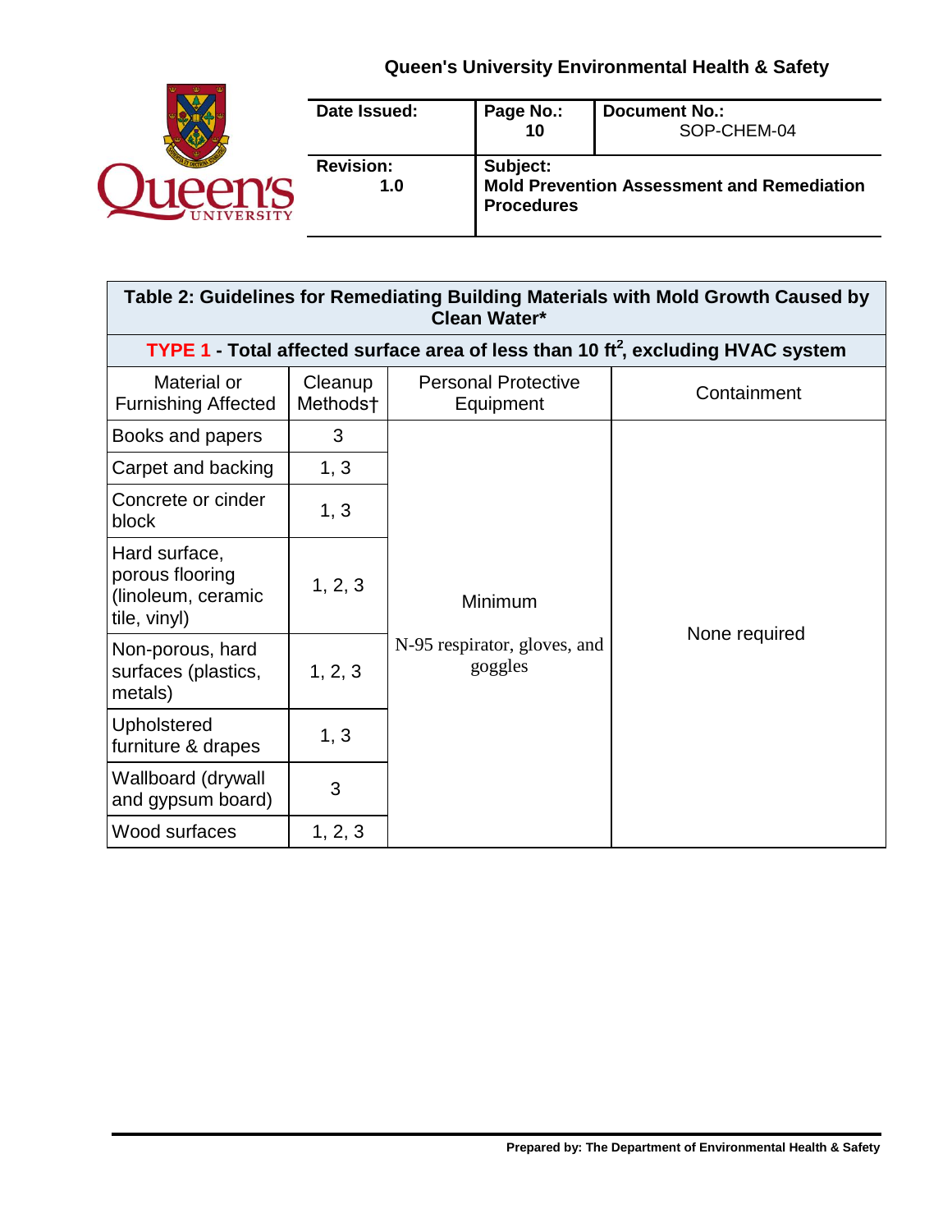| Table 2: Guidelines for Remediating Building Materials with Mold Growth Caused by Clean Water* | | | |
|---|---|---|---|
| TYPE 1 - Total affected surface area of less than 10 $ft^2$, excluding HVAC system | | | |
| Material or Furnishing Affected | Cleanup Methods† | Personal Protective Equipment | Containment |
| Books and papers | 3 | Minimum<br>N-95 respirator, gloves, and goggles | None required |
| Carpet and backing | 1, 3 | | |
| Concrete or cinder block | 1, 3 | | |
| Hard surface, porous flooring (linoleum, ceramic tile, vinyl) | 1, 2, 3 | | |
| Non-porous, hard surfaces (plastics, metals) | 1, 2, 3 | | |
| Upholstered furniture & drapes | 1, 3 | | |
| Wallboard (drywall and gypsum board) | 3 | | |
| Wood surfaces | 1, 2, 3 | | |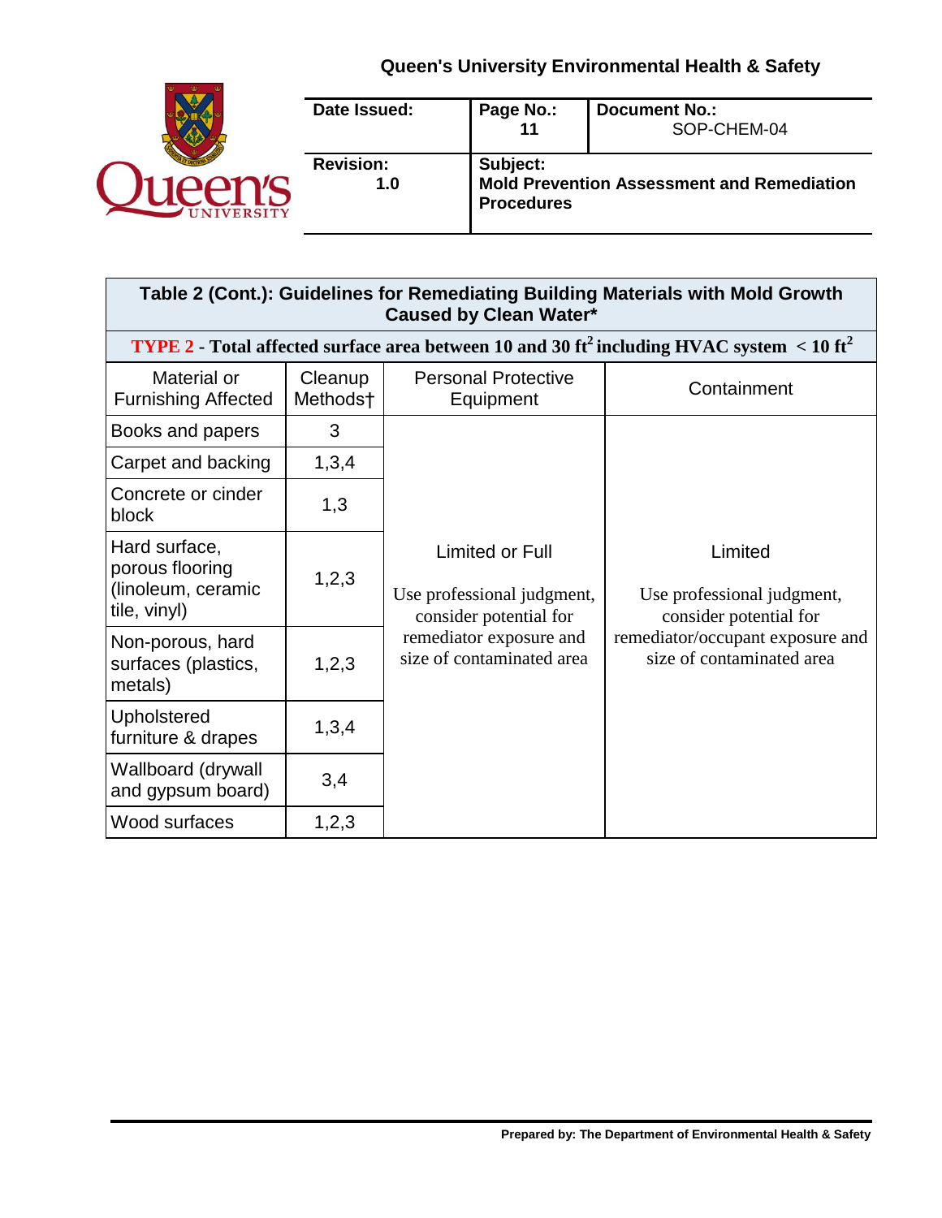**Table 2 (Cont.): Guidelines for Remediating Building Materials with Mold Growth Caused by Clean Water***

**TYPE 2 - Total affected surface area between 10 and 30 ft$^2$ including HVAC system < 10 ft$^2$**

| Material or Furnishing Affected | Cleanup Methods† | Personal Protective Equipment | Containment |
|---|---|---|---|
| Books and papers | 3 | Limited or Full<br><br>Use professional judgment, consider potential for remediator exposure and size of contaminated area | Limited<br><br>Use professional judgment, consider potential for remediator/occupant exposure and size of contaminated area |
| Carpet and backing | 1,3,4 | | |
| Concrete or cinder block | 1,3 | | |
| Hard surface, porous flooring (linoleum, ceramic tile, vinyl) | 1,2,3 | | |
| Non-porous, hard surfaces (plastics, metals) | 1,2,3 | | |
| Upholstered furniture & drapes | 1,3,4 | | |
| Wallboard (drywall and gypsum board) | 3,4 | | |
| Wood surfaces | 1,2,3 | | |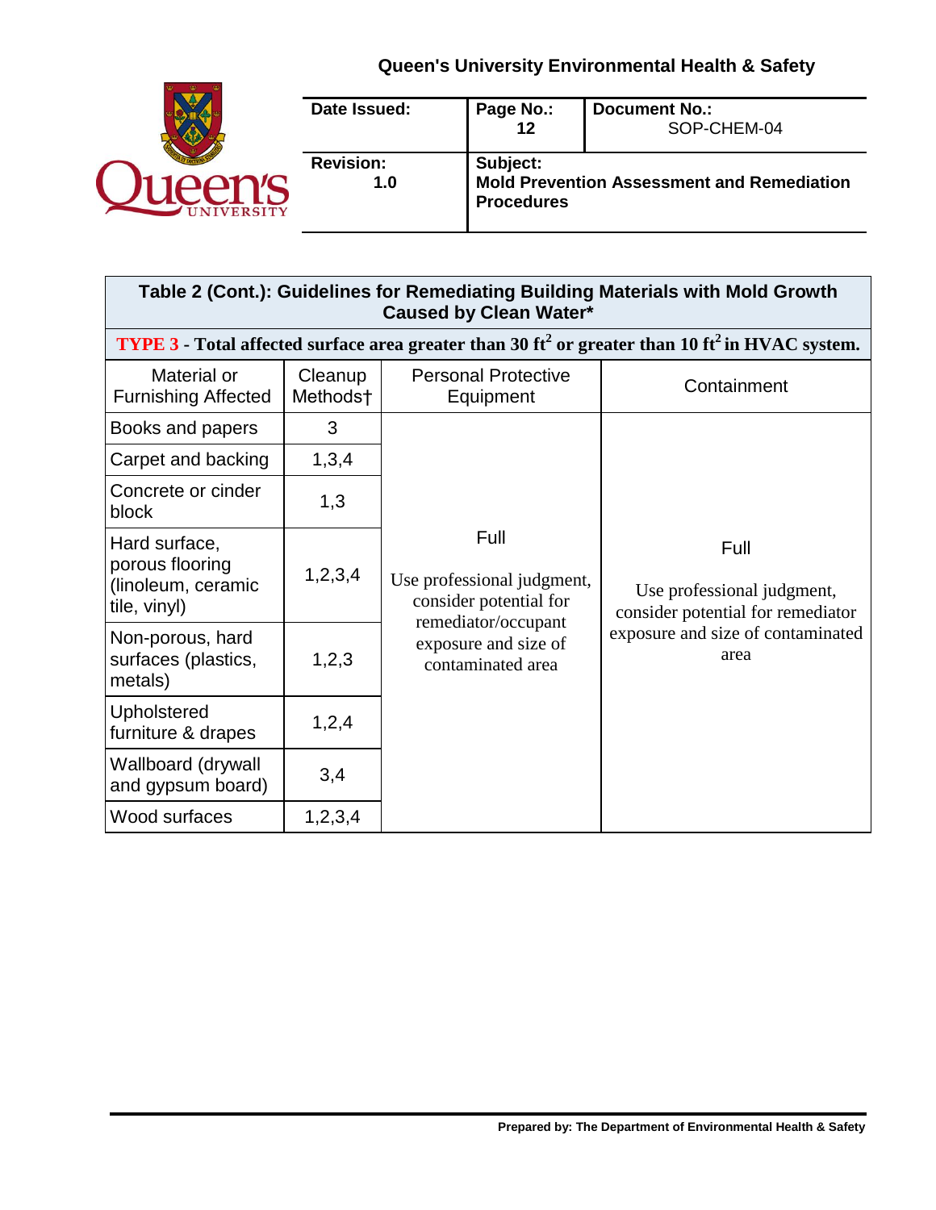| Table 2 (Cont.): Guidelines for Remediating Building Materials with Mold Growth Caused by Clean Water* | | | |
|---|---|---|---|
| **TYPE 3 - Total affected surface area greater than 30 ft$^2$ or greater than 10 ft$^2$ in HVAC system.** | | | |
| Material or Furnishing Affected | Cleanup Methods† | Personal Protective Equipment | Containment |
| Books and papers | 3 | Full<br><br>Use professional judgment, consider potential for remediator/occupant exposure and size of contaminated area | Full<br><br>Use professional judgment, consider potential for remediator exposure and size of contaminated area |
| Carpet and backing | 1,3,4 | | |
| Concrete or cinder block | 1,3 | | |
| Hard surface, porous flooring (linoleum, ceramic tile, vinyl) | 1,2,3,4 | | |
| Non-porous, hard surfaces (plastics, metals) | 1,2,3 | | |
| Upholstered furniture & drapes | 1,2,4 | | |
| Wallboard (drywall and gypsum board) | 3,4 | | |
| Wood surfaces | 1,2,3,4 | | |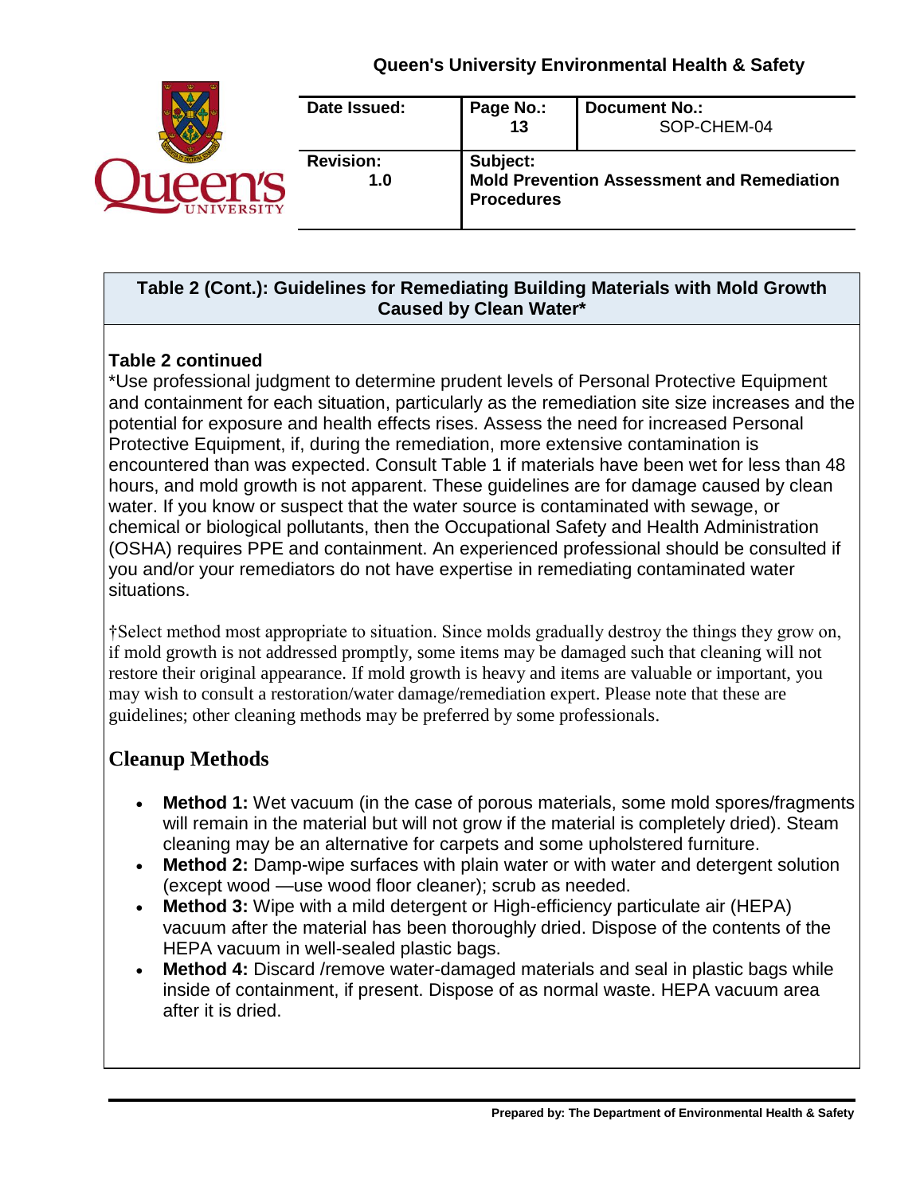## Table 2 (Cont.): Guidelines for Remediating Building Materials with Mold Growth Caused by Clean Water*

**Table 2 continued**

*Use professional judgment to determine prudent levels of Personal Protective Equipment and containment for each situation, particularly as the remediation site size increases and the potential for exposure and health effects rises. Assess the need for increased Personal Protective Equipment, if, during the remediation, more extensive contamination is encountered than was expected. Consult Table 1 if materials have been wet for less than 48 hours, and mold growth is not apparent. These guidelines are for damage caused by clean water. If you know or suspect that the water source is contaminated with sewage, or chemical or biological pollutants, then the Occupational Safety and Health Administration (OSHA) requires PPE and containment. An experienced professional should be consulted if you and/or your remediators do not have expertise in remediating contaminated water situations.

†Select method most appropriate to situation. Since molds gradually destroy the things they grow on, if mold growth is not addressed promptly, some items may be damaged such that cleaning will not restore their original appearance. If mold growth is heavy and items are valuable or important, you may wish to consult a restoration/water damage/remediation expert. Please note that these are guidelines; other cleaning methods may be preferred by some professionals.

### Cleanup Methods

- **Method 1:** Wet vacuum (in the case of porous materials, some mold spores/fragments will remain in the material but will not grow if the material is completely dried). Steam cleaning may be an alternative for carpets and some upholstered furniture.
- **Method 2:** Damp-wipe surfaces with plain water or with water and detergent solution (except wood —use wood floor cleaner); scrub as needed.
- **Method 3:** Wipe with a mild detergent or High-efficiency particulate air (HEPA) vacuum after the material has been thoroughly dried. Dispose of the contents of the HEPA vacuum in well-sealed plastic bags.
- **Method 4:** Discard /remove water-damaged materials and seal in plastic bags while inside of containment, if present. Dispose of as normal waste. HEPA vacuum area after it is dried.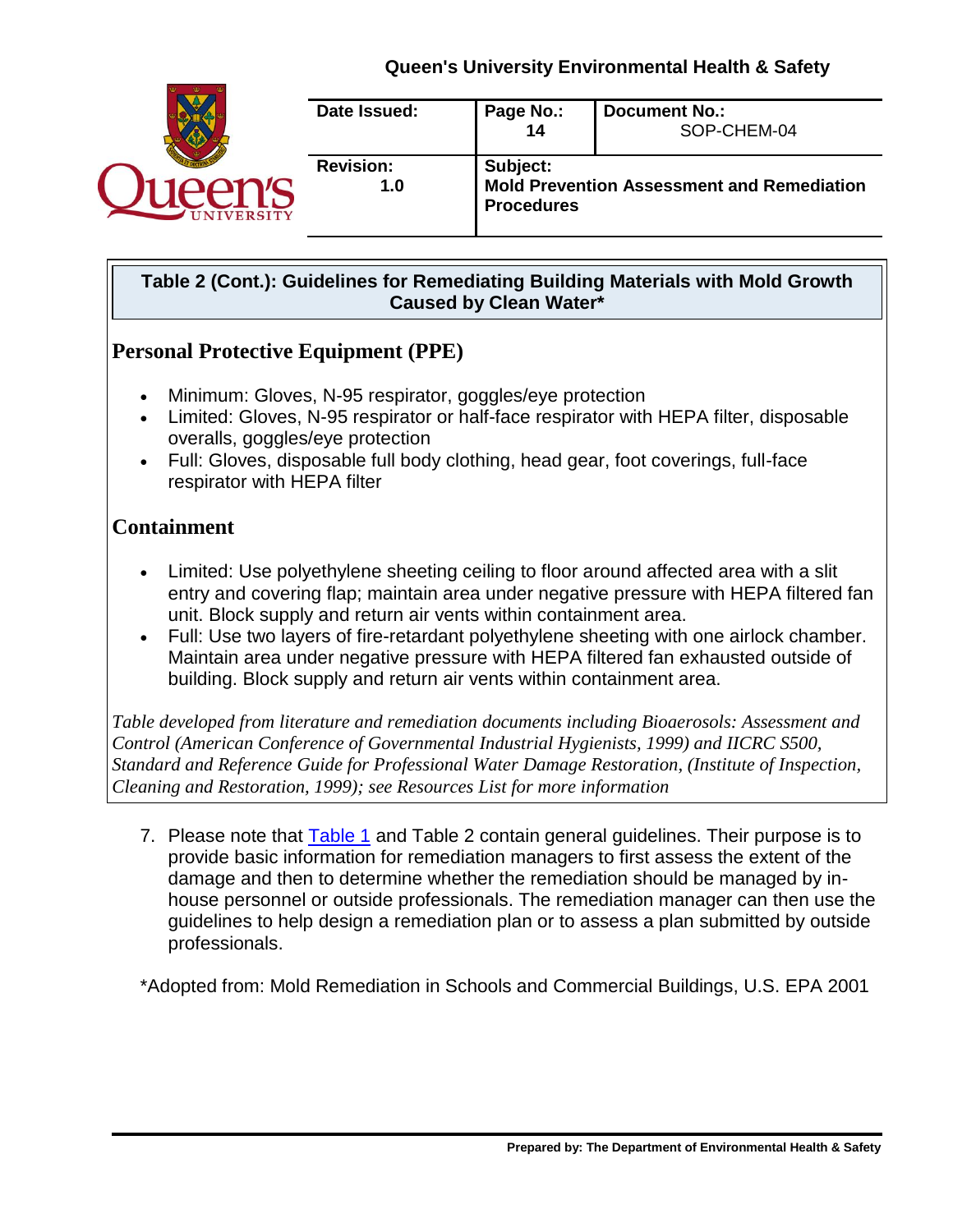**Table 2 (Cont.): Guidelines for Remediating Building Materials with Mold Growth Caused by Clean Water***

## Personal Protective Equipment (PPE)

- Minimum: Gloves, N-95 respirator, goggles/eye protection
- Limited: Gloves, N-95 respirator or half-face respirator with HEPA filter, disposable overalls, goggles/eye protection
- Full: Gloves, disposable full body clothing, head gear, foot coverings, full-face respirator with HEPA filter

## Containment

- Limited: Use polyethylene sheeting ceiling to floor around affected area with a slit entry and covering flap; maintain area under negative pressure with HEPA filtered fan unit. Block supply and return air vents within containment area.
- Full: Use two layers of fire-retardant polyethylene sheeting with one airlock chamber. Maintain area under negative pressure with HEPA filtered fan exhausted outside of building. Block supply and return air vents within containment area.

*Table developed from literature and remediation documents including Bioaerosols: Assessment and Control (American Conference of Governmental Industrial Hygienists, 1999) and IICRC S500, Standard and Reference Guide for Professional Water Damage Restoration, (Institute of Inspection, Cleaning and Restoration, 1999); see Resources List for more information*

7. Please note that Table 1 and Table 2 contain general guidelines. Their purpose is to provide basic information for remediation managers to first assess the extent of the damage and then to determine whether the remediation should be managed by in-house personnel or outside professionals. The remediation manager can then use the guidelines to help design a remediation plan or to assess a plan submitted by outside professionals.

*Adopted from: Mold Remediation in Schools and Commercial Buildings, U.S. EPA 2001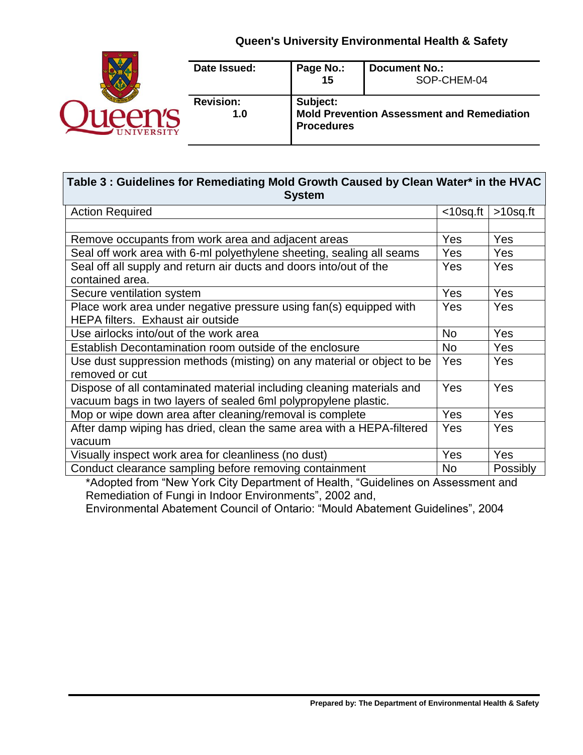| Table 3 : Guidelines for Remediating Mold Growth Caused by Clean Water* in the HVAC System | | |
|---|---|---|
| Action Required | <10sq.ft | >10sq.ft |
| | | |
| Remove occupants from work area and adjacent areas | Yes | Yes |
| Seal off work area with 6-ml polyethylene sheeting, sealing all seams | Yes | Yes |
| Seal off all supply and return air ducts and doors into/out of the contained area. | Yes | Yes |
| Secure ventilation system | Yes | Yes |
| Place work area under negative pressure using fan(s) equipped with HEPA filters. Exhaust air outside | Yes | Yes |
| Use airlocks into/out of the work area | No | Yes |
| Establish Decontamination room outside of the enclosure | No | Yes |
| Use dust suppression methods (misting) on any material or object to be removed or cut | Yes | Yes |
| Dispose of all contaminated material including cleaning materials and vacuum bags in two layers of sealed 6ml polypropylene plastic. | Yes | Yes |
| Mop or wipe down area after cleaning/removal is complete | Yes | Yes |
| After damp wiping has dried, clean the same area with a HEPA-filtered vacuum | Yes | Yes |
| Visually inspect work area for cleanliness (no dust) | Yes | Yes |
| Conduct clearance sampling before removing containment | No | Possibly |

*Adopted from "New York City Department of Health, "Guidelines on Assessment and Remediation of Fungi in Indoor Environments", 2002 and, Environmental Abatement Council of Ontario: "Mould Abatement Guidelines", 2004